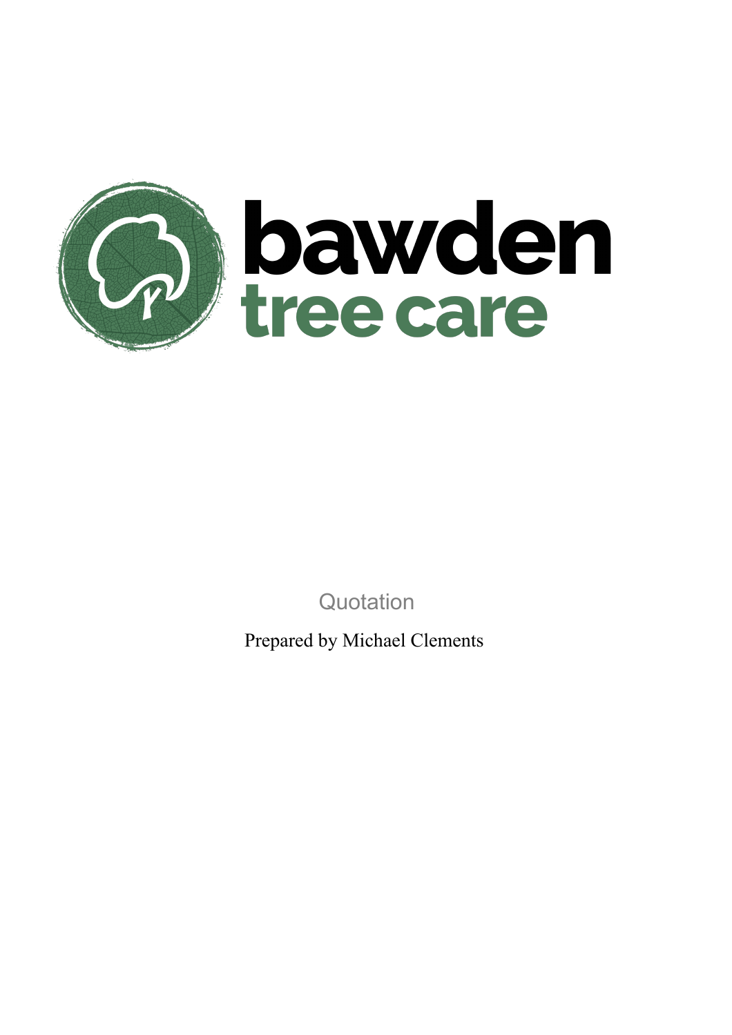# bawden tree care

Quotation

Prepared by Michael Clements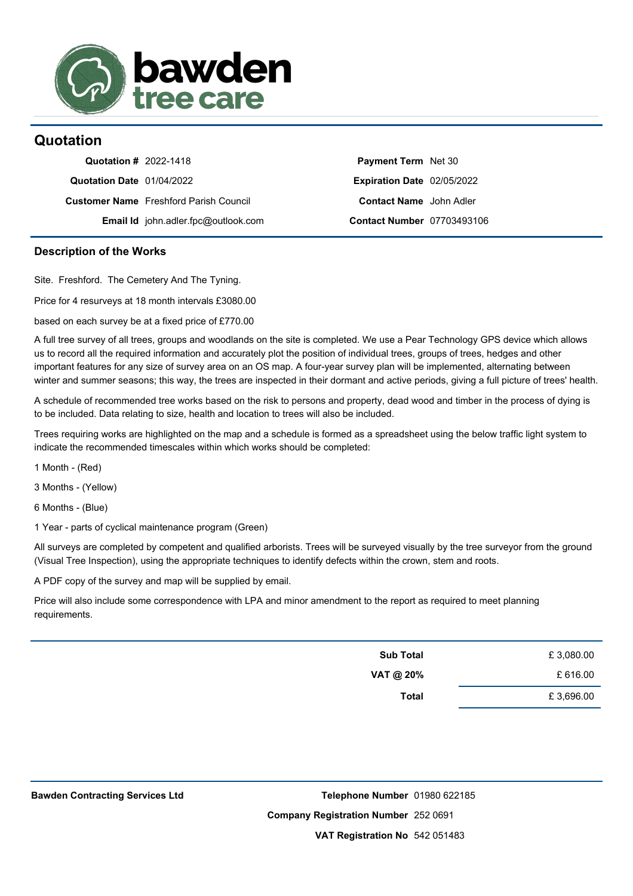bawden
tree care

## Quotation

| | | | |
|---|---|---|---|
| **Quotation #** | 2022-1418 | **Payment Term** | Net 30 |
| **Quotation Date** | 01/04/2022 | **Expiration Date** | 02/05/2022 |
| **Customer Name** | Freshford Parish Council | **Contact Name** | John Adler |
| **Email Id** | john.adler.fpc@outlook.com | **Contact Number** | 07703493106 |

### Description of the Works

Site. Freshford. The Cemetery And The Tyning.

Price for 4 resurveys at 18 month intervals £3080.00

based on each survey be at a fixed price of £770.00

A full tree survey of all trees, groups and woodlands on the site is completed. We use a Pear Technology GPS device which allows us to record all the required information and accurately plot the position of individual trees, groups of trees, hedges and other important features for any size of survey area on an OS map. A four-year survey plan will be implemented, alternating between winter and summer seasons; this way, the trees are inspected in their dormant and active periods, giving a full picture of trees' health.

A schedule of recommended tree works based on the risk to persons and property, dead wood and timber in the process of dying is to be included. Data relating to size, health and location to trees will also be included.

Trees requiring works are highlighted on the map and a schedule is formed as a spreadsheet using the below traffic light system to indicate the recommended timescales within which works should be completed:

1 Month - (Red)

3 Months - (Yellow)

6 Months - (Blue)

1 Year - parts of cyclical maintenance program (Green)

All surveys are completed by competent and qualified arborists. Trees will be surveyed visually by the tree surveyor from the ground (Visual Tree Inspection), using the appropriate techniques to identify defects within the crown, stem and roots.

A PDF copy of the survey and map will be supplied by email.

Price will also include some correspondence with LPA and minor amendment to the report as required to meet planning requirements.

| | |
|---|---|
| **Sub Total** | £ 3,080.00 |
| **VAT @ 20%** | £ 616.00 |
| **Total** | £ 3,696.00 |

**Bawden Contracting Services Ltd**

**Telephone Number** 01980 622185

**Company Registration Number** 252 0691

**VAT Registration No** 542 051483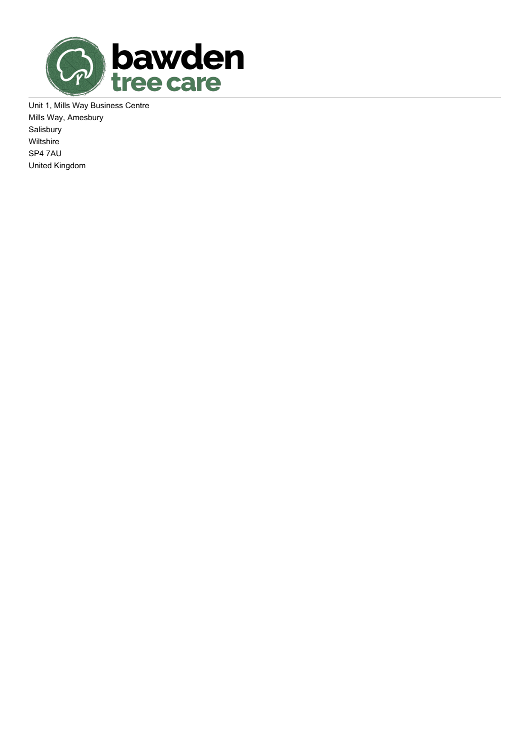Unit 1, Mills Way Business Centre
Mills Way, Amesbury
Salisbury
Wiltshire
SP4 7AU
United Kingdom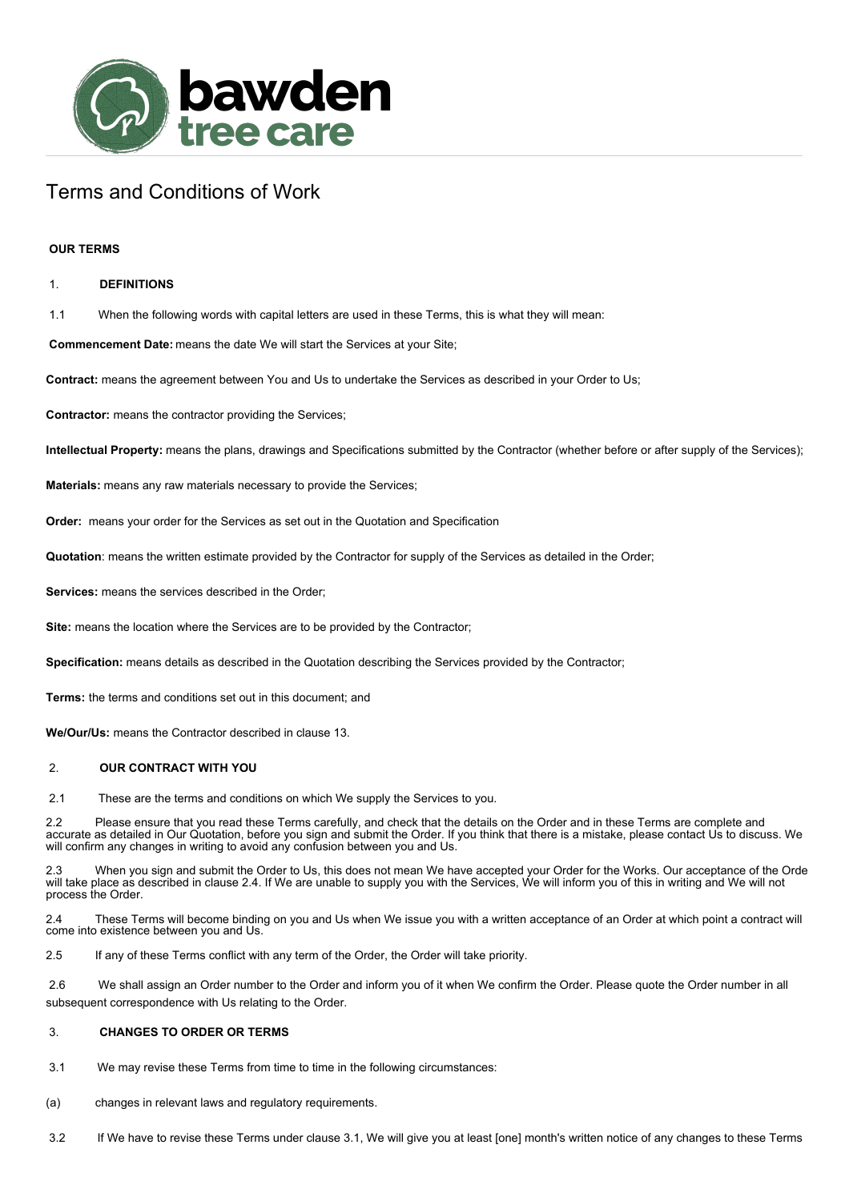# Terms and Conditions of Work

**OUR TERMS**

1. **DEFINITIONS**

1.1 When the following words with capital letters are used in these Terms, this is what they will mean:

**Commencement Date:** means the date We will start the Services at your Site;

**Contract:** means the agreement between You and Us to undertake the Services as described in your Order to Us;

**Contractor:** means the contractor providing the Services;

**Intellectual Property:** means the plans, drawings and Specifications submitted by the Contractor (whether before or after supply of the Services);

**Materials:** means any raw materials necessary to provide the Services;

**Order:** means your order for the Services as set out in the Quotation and Specification

**Quotation**: means the written estimate provided by the Contractor for supply of the Services as detailed in the Order;

**Services:** means the services described in the Order;

**Site:** means the location where the Services are to be provided by the Contractor;

**Specification:** means details as described in the Quotation describing the Services provided by the Contractor;

**Terms:** the terms and conditions set out in this document; and

**We/Our/Us:** means the Contractor described in clause 13.

2. **OUR CONTRACT WITH YOU**

2.1 These are the terms and conditions on which We supply the Services to you.

2.2 Please ensure that you read these Terms carefully, and check that the details on the Order and in these Terms are complete and accurate as detailed in Our Quotation, before you sign and submit the Order. If you think that there is a mistake, please contact Us to discuss. We will confirm any changes in writing to avoid any confusion between you and Us.

2.3 When you sign and submit the Order to Us, this does not mean We have accepted your Order for the Works. Our acceptance of the Orde will take place as described in clause 2.4. If We are unable to supply you with the Services, We will inform you of this in writing and We will not process the Order.

2.4 These Terms will become binding on you and Us when We issue you with a written acceptance of an Order at which point a contract will come into existence between you and Us.

2.5 If any of these Terms conflict with any term of the Order, the Order will take priority.

2.6 We shall assign an Order number to the Order and inform you of it when We confirm the Order. Please quote the Order number in all subsequent correspondence with Us relating to the Order.

3. **CHANGES TO ORDER OR TERMS**

3.1 We may revise these Terms from time to time in the following circumstances:

(a) changes in relevant laws and regulatory requirements.

3.2 If We have to revise these Terms under clause 3.1, We will give you at least [one] month's written notice of any changes to these Terms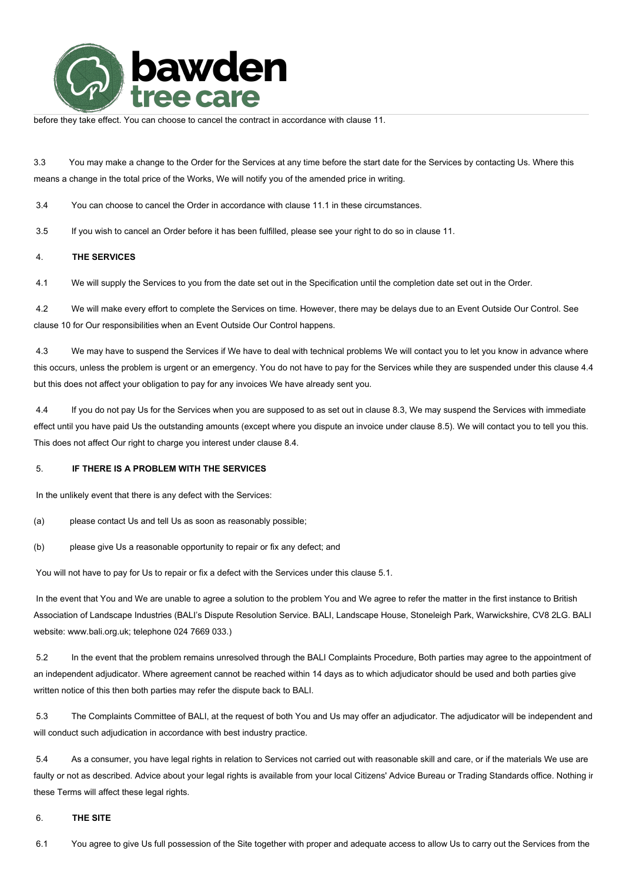before they take effect. You can choose to cancel the contract in accordance with clause 11.

3.3 You may make a change to the Order for the Services at any time before the start date for the Services by contacting Us. Where this means a change in the total price of the Works, We will notify you of the amended price in writing.

3.4 You can choose to cancel the Order in accordance with clause 11.1 in these circumstances.

3.5 If you wish to cancel an Order before it has been fulfilled, please see your right to do so in clause 11.

4. **THE SERVICES**

4.1 We will supply the Services to you from the date set out in the Specification until the completion date set out in the Order.

4.2 We will make every effort to complete the Services on time. However, there may be delays due to an Event Outside Our Control. See clause 10 for Our responsibilities when an Event Outside Our Control happens.

4.3 We may have to suspend the Services if We have to deal with technical problems We will contact you to let you know in advance where this occurs, unless the problem is urgent or an emergency. You do not have to pay for the Services while they are suspended under this clause 4.4 but this does not affect your obligation to pay for any invoices We have already sent you.

4.4 If you do not pay Us for the Services when you are supposed to as set out in clause 8.3, We may suspend the Services with immediate effect until you have paid Us the outstanding amounts (except where you dispute an invoice under clause 8.5). We will contact you to tell you this. This does not affect Our right to charge you interest under clause 8.4.

5. **IF THERE IS A PROBLEM WITH THE SERVICES**

In the unlikely event that there is any defect with the Services:

(a) please contact Us and tell Us as soon as reasonably possible;

(b) please give Us a reasonable opportunity to repair or fix any defect; and

You will not have to pay for Us to repair or fix a defect with the Services under this clause 5.1.

In the event that You and We are unable to agree a solution to the problem You and We agree to refer the matter in the first instance to British Association of Landscape Industries (BALI's Dispute Resolution Service. BALI, Landscape House, Stoneleigh Park, Warwickshire, CV8 2LG. BALI website: www.bali.org.uk; telephone 024 7669 033.)

5.2 In the event that the problem remains unresolved through the BALI Complaints Procedure, Both parties may agree to the appointment of an independent adjudicator. Where agreement cannot be reached within 14 days as to which adjudicator should be used and both parties give written notice of this then both parties may refer the dispute back to BALI.

5.3 The Complaints Committee of BALI, at the request of both You and Us may offer an adjudicator. The adjudicator will be independent and will conduct such adjudication in accordance with best industry practice.

5.4 As a consumer, you have legal rights in relation to Services not carried out with reasonable skill and care, or if the materials We use are faulty or not as described. Advice about your legal rights is available from your local Citizens' Advice Bureau or Trading Standards office. Nothing in these Terms will affect these legal rights.

6. **THE SITE**

6.1 You agree to give Us full possession of the Site together with proper and adequate access to allow Us to carry out the Services from the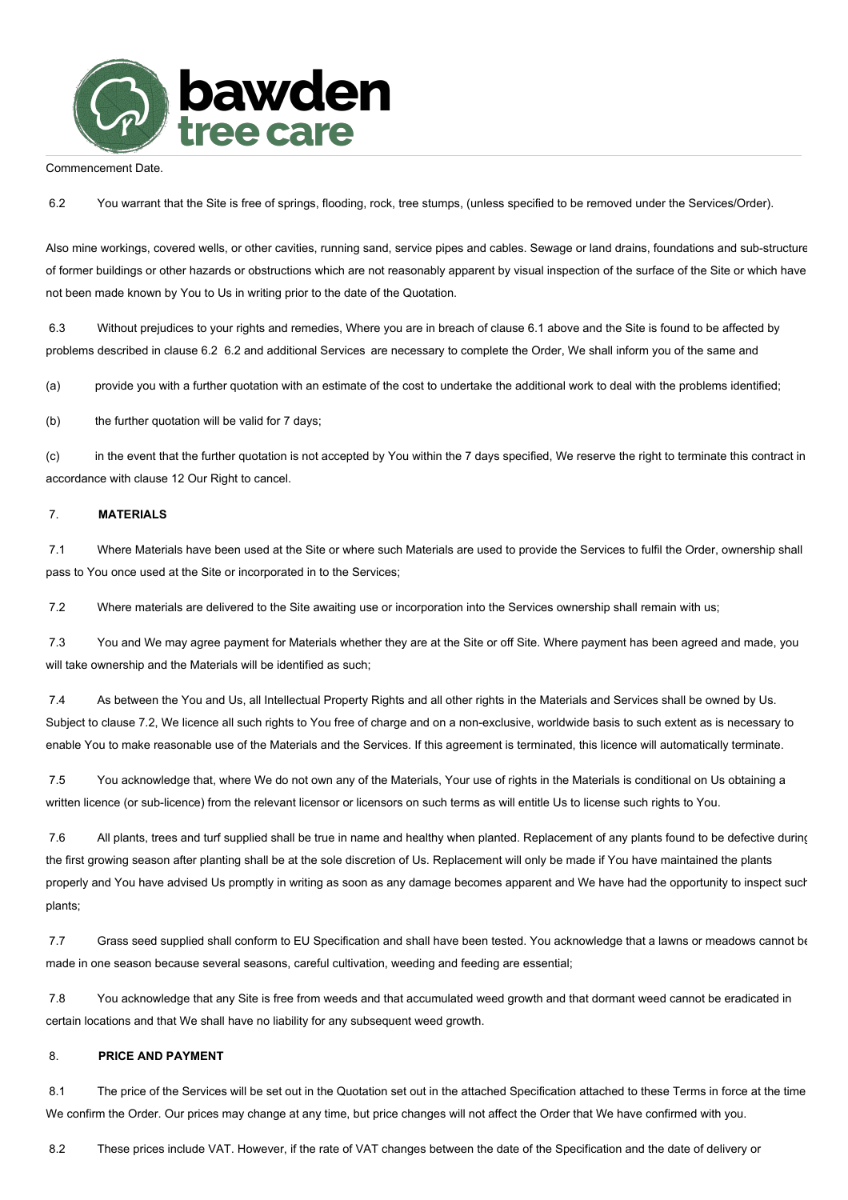Commencement Date.

6.2 You warrant that the Site is free of springs, flooding, rock, tree stumps, (unless specified to be removed under the Services/Order).

Also mine workings, covered wells, or other cavities, running sand, service pipes and cables. Sewage or land drains, foundations and sub-structure of former buildings or other hazards or obstructions which are not reasonably apparent by visual inspection of the surface of the Site or which have not been made known by You to Us in writing prior to the date of the Quotation.

6.3 Without prejudices to your rights and remedies, Where you are in breach of clause 6.1 above and the Site is found to be affected by problems described in clause 6.2 6.2 and additional Services are necessary to complete the Order, We shall inform you of the same and

(a) provide you with a further quotation with an estimate of the cost to undertake the additional work to deal with the problems identified;

(b) the further quotation will be valid for 7 days;

(c) in the event that the further quotation is not accepted by You within the 7 days specified, We reserve the right to terminate this contract in accordance with clause 12 Our Right to cancel.

## 7. MATERIALS

7.1 Where Materials have been used at the Site or where such Materials are used to provide the Services to fulfil the Order, ownership shall pass to You once used at the Site or incorporated in to the Services;

7.2 Where materials are delivered to the Site awaiting use or incorporation into the Services ownership shall remain with us;

7.3 You and We may agree payment for Materials whether they are at the Site or off Site. Where payment has been agreed and made, you will take ownership and the Materials will be identified as such;

7.4 As between the You and Us, all Intellectual Property Rights and all other rights in the Materials and Services shall be owned by Us. Subject to clause 7.2, We licence all such rights to You free of charge and on a non-exclusive, worldwide basis to such extent as is necessary to enable You to make reasonable use of the Materials and the Services. If this agreement is terminated, this licence will automatically terminate.

7.5 You acknowledge that, where We do not own any of the Materials, Your use of rights in the Materials is conditional on Us obtaining a written licence (or sub-licence) from the relevant licensor or licensors on such terms as will entitle Us to license such rights to You.

7.6 All plants, trees and turf supplied shall be true in name and healthy when planted. Replacement of any plants found to be defective during the first growing season after planting shall be at the sole discretion of Us. Replacement will only be made if You have maintained the plants properly and You have advised Us promptly in writing as soon as any damage becomes apparent and We have had the opportunity to inspect such plants;

7.7 Grass seed supplied shall conform to EU Specification and shall have been tested. You acknowledge that a lawns or meadows cannot be made in one season because several seasons, careful cultivation, weeding and feeding are essential;

7.8 You acknowledge that any Site is free from weeds and that accumulated weed growth and that dormant weed cannot be eradicated in certain locations and that We shall have no liability for any subsequent weed growth.

## 8. PRICE AND PAYMENT

8.1 The price of the Services will be set out in the Quotation set out in the attached Specification attached to these Terms in force at the time We confirm the Order. Our prices may change at any time, but price changes will not affect the Order that We have confirmed with you.

8.2 These prices include VAT. However, if the rate of VAT changes between the date of the Specification and the date of delivery or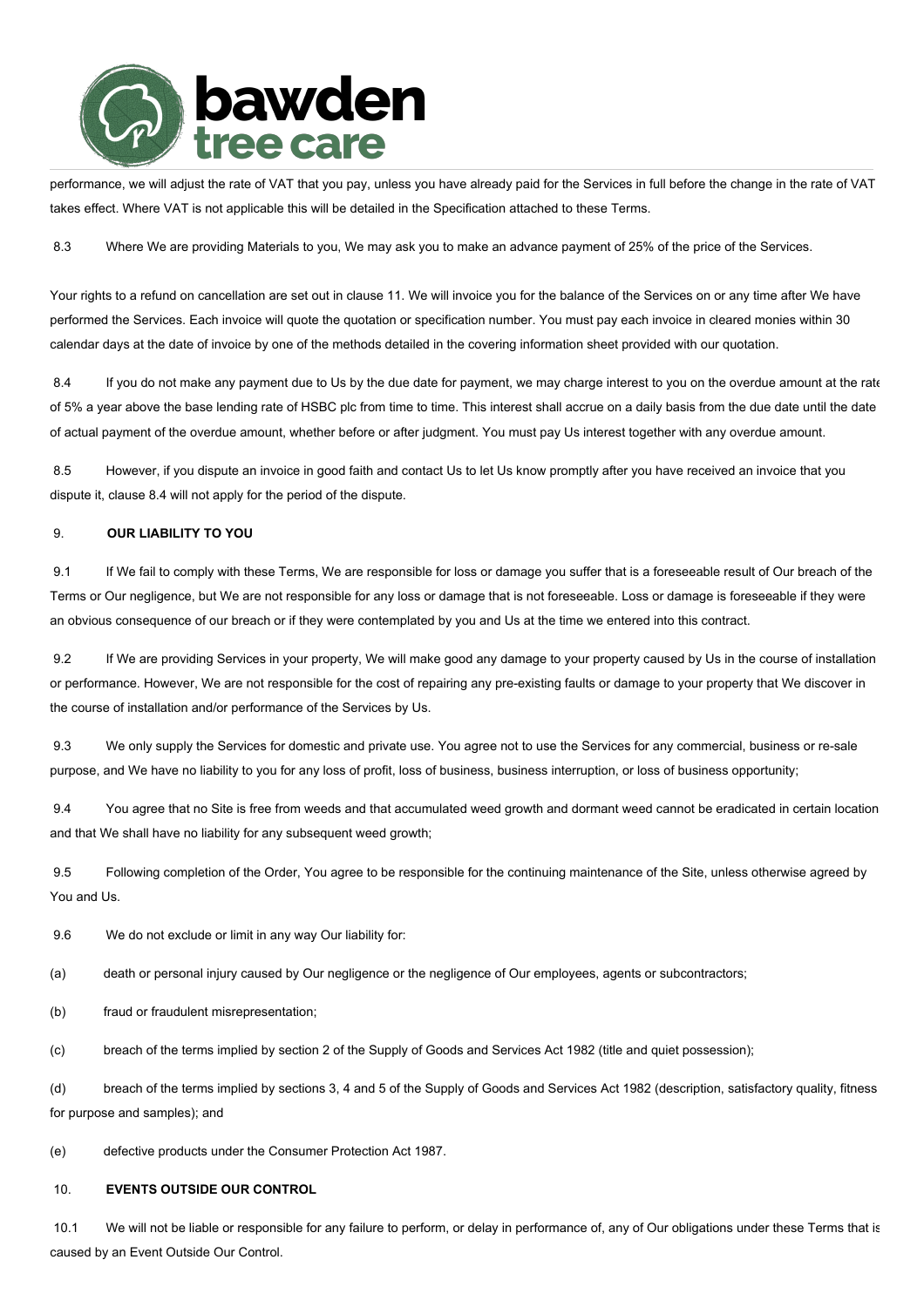performance, we will adjust the rate of VAT that you pay, unless you have already paid for the Services in full before the change in the rate of VAT takes effect. Where VAT is not applicable this will be detailed in the Specification attached to these Terms.

8.3 Where We are providing Materials to you, We may ask you to make an advance payment of 25% of the price of the Services.

Your rights to a refund on cancellation are set out in clause 11. We will invoice you for the balance of the Services on or any time after We have performed the Services. Each invoice will quote the quotation or specification number. You must pay each invoice in cleared monies within 30 calendar days at the date of invoice by one of the methods detailed in the covering information sheet provided with our quotation.

8.4 If you do not make any payment due to Us by the due date for payment, we may charge interest to you on the overdue amount at the rate of 5% a year above the base lending rate of HSBC plc from time to time. This interest shall accrue on a daily basis from the due date until the date of actual payment of the overdue amount, whether before or after judgment. You must pay Us interest together with any overdue amount.

8.5 However, if you dispute an invoice in good faith and contact Us to let Us know promptly after you have received an invoice that you dispute it, clause 8.4 will not apply for the period of the dispute.

## 9. OUR LIABILITY TO YOU

9.1 If We fail to comply with these Terms, We are responsible for loss or damage you suffer that is a foreseeable result of Our breach of the Terms or Our negligence, but We are not responsible for any loss or damage that is not foreseeable. Loss or damage is foreseeable if they were an obvious consequence of our breach or if they were contemplated by you and Us at the time we entered into this contract.

9.2 If We are providing Services in your property, We will make good any damage to your property caused by Us in the course of installation or performance. However, We are not responsible for the cost of repairing any pre-existing faults or damage to your property that We discover in the course of installation and/or performance of the Services by Us.

9.3 We only supply the Services for domestic and private use. You agree not to use the Services for any commercial, business or re-sale purpose, and We have no liability to you for any loss of profit, loss of business, business interruption, or loss of business opportunity;

9.4 You agree that no Site is free from weeds and that accumulated weed growth and dormant weed cannot be eradicated in certain location and that We shall have no liability for any subsequent weed growth;

9.5 Following completion of the Order, You agree to be responsible for the continuing maintenance of the Site, unless otherwise agreed by You and Us.

9.6 We do not exclude or limit in any way Our liability for:

(a) death or personal injury caused by Our negligence or the negligence of Our employees, agents or subcontractors;

(b) fraud or fraudulent misrepresentation;

(c) breach of the terms implied by section 2 of the Supply of Goods and Services Act 1982 (title and quiet possession);

(d) breach of the terms implied by sections 3, 4 and 5 of the Supply of Goods and Services Act 1982 (description, satisfactory quality, fitness for purpose and samples); and

(e) defective products under the Consumer Protection Act 1987.

## 10. EVENTS OUTSIDE OUR CONTROL

10.1 We will not be liable or responsible for any failure to perform, or delay in performance of, any of Our obligations under these Terms that is caused by an Event Outside Our Control.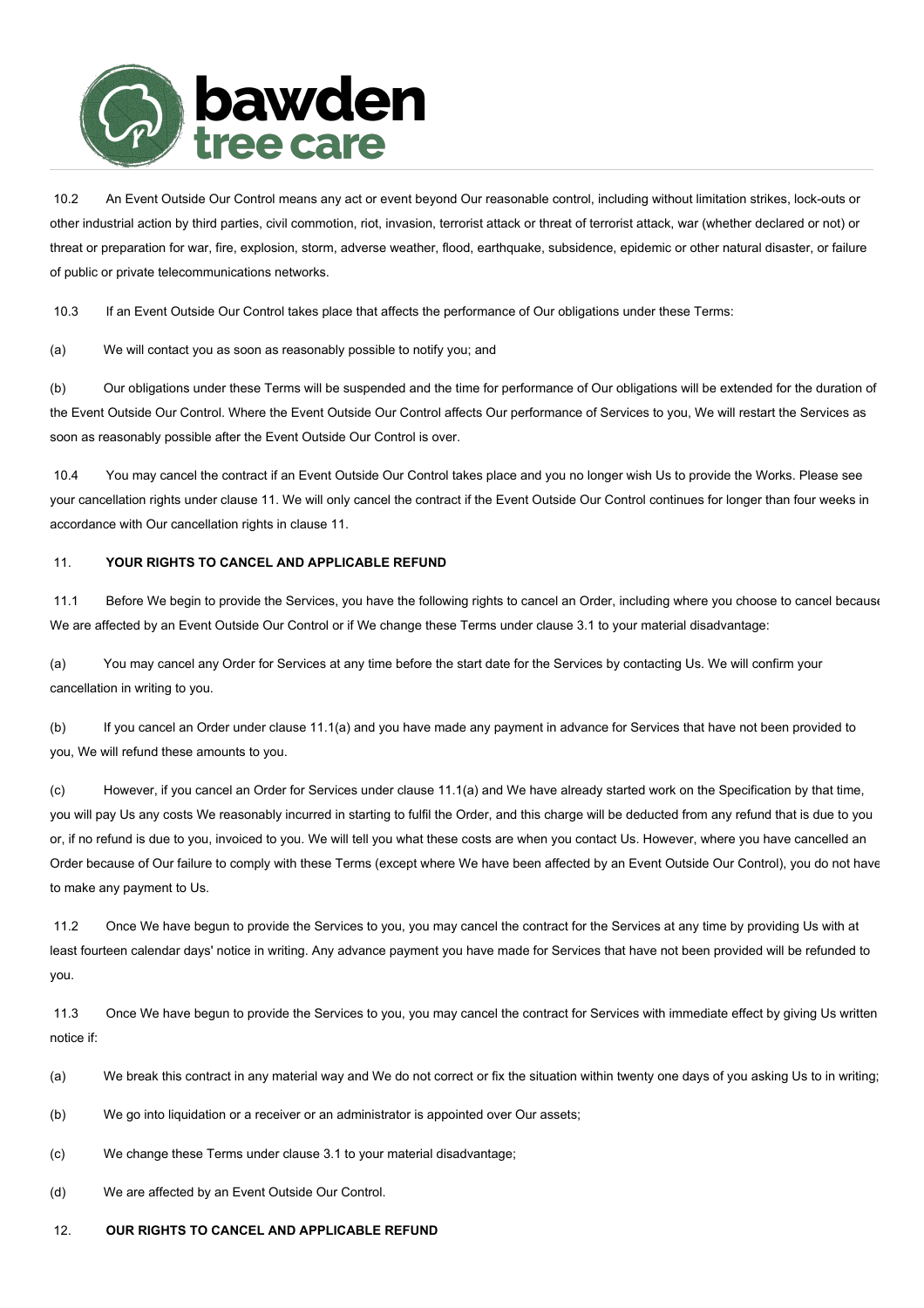10.2 An Event Outside Our Control means any act or event beyond Our reasonable control, including without limitation strikes, lock-outs or other industrial action by third parties, civil commotion, riot, invasion, terrorist attack or threat of terrorist attack, war (whether declared or not) or threat or preparation for war, fire, explosion, storm, adverse weather, flood, earthquake, subsidence, epidemic or other natural disaster, or failure of public or private telecommunications networks.

10.3 If an Event Outside Our Control takes place that affects the performance of Our obligations under these Terms:

(a) We will contact you as soon as reasonably possible to notify you; and

(b) Our obligations under these Terms will be suspended and the time for performance of Our obligations will be extended for the duration of the Event Outside Our Control. Where the Event Outside Our Control affects Our performance of Services to you, We will restart the Services as soon as reasonably possible after the Event Outside Our Control is over.

10.4 You may cancel the contract if an Event Outside Our Control takes place and you no longer wish Us to provide the Works. Please see your cancellation rights under clause 11. We will only cancel the contract if the Event Outside Our Control continues for longer than four weeks in accordance with Our cancellation rights in clause 11.

## 11. YOUR RIGHTS TO CANCEL AND APPLICABLE REFUND

11.1 Before We begin to provide the Services, you have the following rights to cancel an Order, including where you choose to cancel because We are affected by an Event Outside Our Control or if We change these Terms under clause 3.1 to your material disadvantage:

(a) You may cancel any Order for Services at any time before the start date for the Services by contacting Us. We will confirm your cancellation in writing to you.

(b) If you cancel an Order under clause 11.1(a) and you have made any payment in advance for Services that have not been provided to you, We will refund these amounts to you.

(c) However, if you cancel an Order for Services under clause 11.1(a) and We have already started work on the Specification by that time, you will pay Us any costs We reasonably incurred in starting to fulfil the Order, and this charge will be deducted from any refund that is due to you or, if no refund is due to you, invoiced to you. We will tell you what these costs are when you contact Us. However, where you have cancelled an Order because of Our failure to comply with these Terms (except where We have been affected by an Event Outside Our Control), you do not have to make any payment to Us.

11.2 Once We have begun to provide the Services to you, you may cancel the contract for the Services at any time by providing Us with at least fourteen calendar days' notice in writing. Any advance payment you have made for Services that have not been provided will be refunded to you.

11.3 Once We have begun to provide the Services to you, you may cancel the contract for Services with immediate effect by giving Us written notice if:

(a) We break this contract in any material way and We do not correct or fix the situation within twenty one days of you asking Us to in writing;

(b) We go into liquidation or a receiver or an administrator is appointed over Our assets;

(c) We change these Terms under clause 3.1 to your material disadvantage;

(d) We are affected by an Event Outside Our Control.

## 12. OUR RIGHTS TO CANCEL AND APPLICABLE REFUND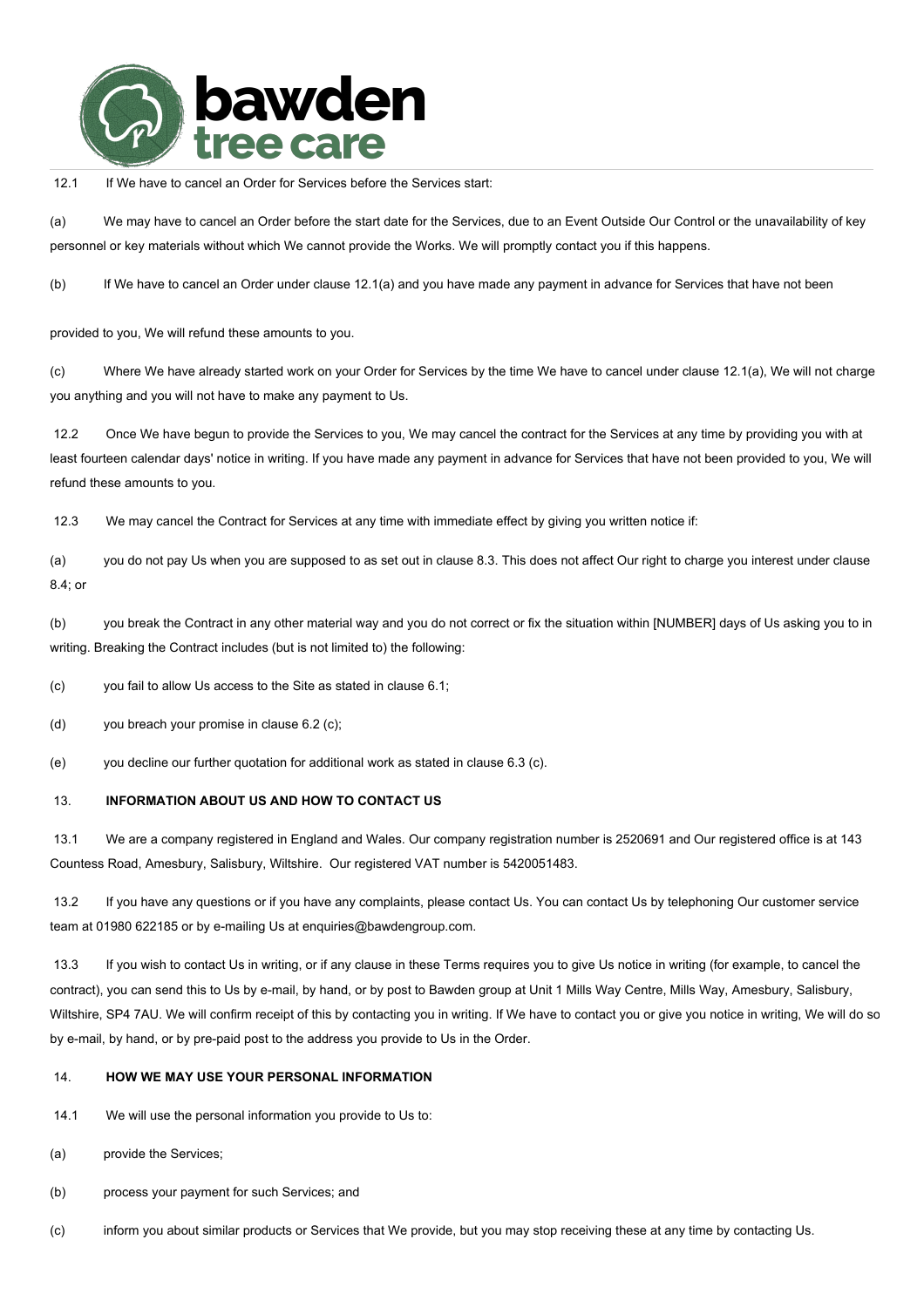12.1 If We have to cancel an Order for Services before the Services start:

(a) We may have to cancel an Order before the start date for the Services, due to an Event Outside Our Control or the unavailability of key personnel or key materials without which We cannot provide the Works. We will promptly contact you if this happens.

(b) If We have to cancel an Order under clause 12.1(a) and you have made any payment in advance for Services that have not been provided to you, We will refund these amounts to you.

(c) Where We have already started work on your Order for Services by the time We have to cancel under clause 12.1(a), We will not charge you anything and you will not have to make any payment to Us.

12.2 Once We have begun to provide the Services to you, We may cancel the contract for the Services at any time by providing you with at least fourteen calendar days' notice in writing. If you have made any payment in advance for Services that have not been provided to you, We will refund these amounts to you.

12.3 We may cancel the Contract for Services at any time with immediate effect by giving you written notice if:

(a) you do not pay Us when you are supposed to as set out in clause 8.3. This does not affect Our right to charge you interest under clause 8.4; or

(b) you break the Contract in any other material way and you do not correct or fix the situation within [NUMBER] days of Us asking you to in writing. Breaking the Contract includes (but is not limited to) the following:

(c) you fail to allow Us access to the Site as stated in clause 6.1;

(d) you breach your promise in clause 6.2 (c);

(e) you decline our further quotation for additional work as stated in clause 6.3 (c).

## 13. INFORMATION ABOUT US AND HOW TO CONTACT US

13.1 We are a company registered in England and Wales. Our company registration number is 2520691 and Our registered office is at 143 Countess Road, Amesbury, Salisbury, Wiltshire. Our registered VAT number is 5420051483.

13.2 If you have any questions or if you have any complaints, please contact Us. You can contact Us by telephoning Our customer service team at 01980 622185 or by e-mailing Us at enquiries@bawdengroup.com.

13.3 If you wish to contact Us in writing, or if any clause in these Terms requires you to give Us notice in writing (for example, to cancel the contract), you can send this to Us by e-mail, by hand, or by post to Bawden group at Unit 1 Mills Way Centre, Mills Way, Amesbury, Salisbury, Wiltshire, SP4 7AU. We will confirm receipt of this by contacting you in writing. If We have to contact you or give you notice in writing, We will do so by e-mail, by hand, or by pre-paid post to the address you provide to Us in the Order.

## 14. HOW WE MAY USE YOUR PERSONAL INFORMATION

14.1 We will use the personal information you provide to Us to:

(a) provide the Services;

(b) process your payment for such Services; and

(c) inform you about similar products or Services that We provide, but you may stop receiving these at any time by contacting Us.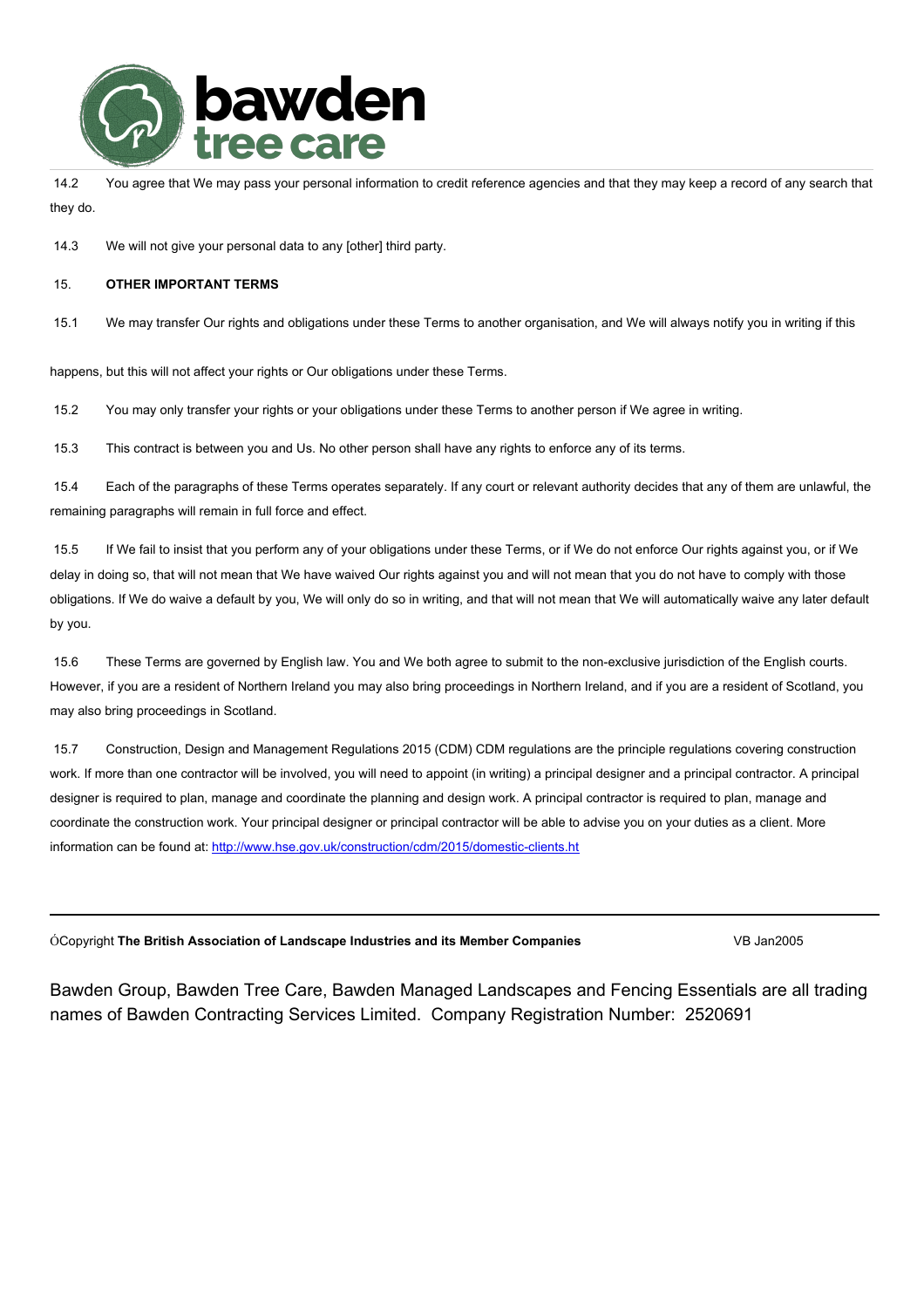14.2 You agree that We may pass your personal information to credit reference agencies and that they may keep a record of any search that they do.

14.3 We will not give your personal data to any [other] third party.

## 15. OTHER IMPORTANT TERMS

15.1 We may transfer Our rights and obligations under these Terms to another organisation, and We will always notify you in writing if this happens, but this will not affect your rights or Our obligations under these Terms.

15.2 You may only transfer your rights or your obligations under these Terms to another person if We agree in writing.

15.3 This contract is between you and Us. No other person shall have any rights to enforce any of its terms.

15.4 Each of the paragraphs of these Terms operates separately. If any court or relevant authority decides that any of them are unlawful, the remaining paragraphs will remain in full force and effect.

15.5 If We fail to insist that you perform any of your obligations under these Terms, or if We do not enforce Our rights against you, or if We delay in doing so, that will not mean that We have waived Our rights against you and will not mean that you do not have to comply with those obligations. If We do waive a default by you, We will only do so in writing, and that will not mean that We will automatically waive any later default by you.

15.6 These Terms are governed by English law. You and We both agree to submit to the non-exclusive jurisdiction of the English courts. However, if you are a resident of Northern Ireland you may also bring proceedings in Northern Ireland, and if you are a resident of Scotland, you may also bring proceedings in Scotland.

15.7 Construction, Design and Management Regulations 2015 (CDM) CDM regulations are the principle regulations covering construction work. If more than one contractor will be involved, you will need to appoint (in writing) a principal designer and a principal contractor. A principal designer is required to plan, manage and coordinate the planning and design work. A principal contractor is required to plan, manage and coordinate the construction work. Your principal designer or principal contractor will be able to advise you on your duties as a client. More information can be found at: http://www.hse.gov.uk/construction/cdm/2015/domestic-clients.ht

ÓCopyright **The British Association of Landscape Industries and its Member Companies** VB Jan2005

Bawden Group, Bawden Tree Care, Bawden Managed Landscapes and Fencing Essentials are all trading names of Bawden Contracting Services Limited. Company Registration Number: 2520691